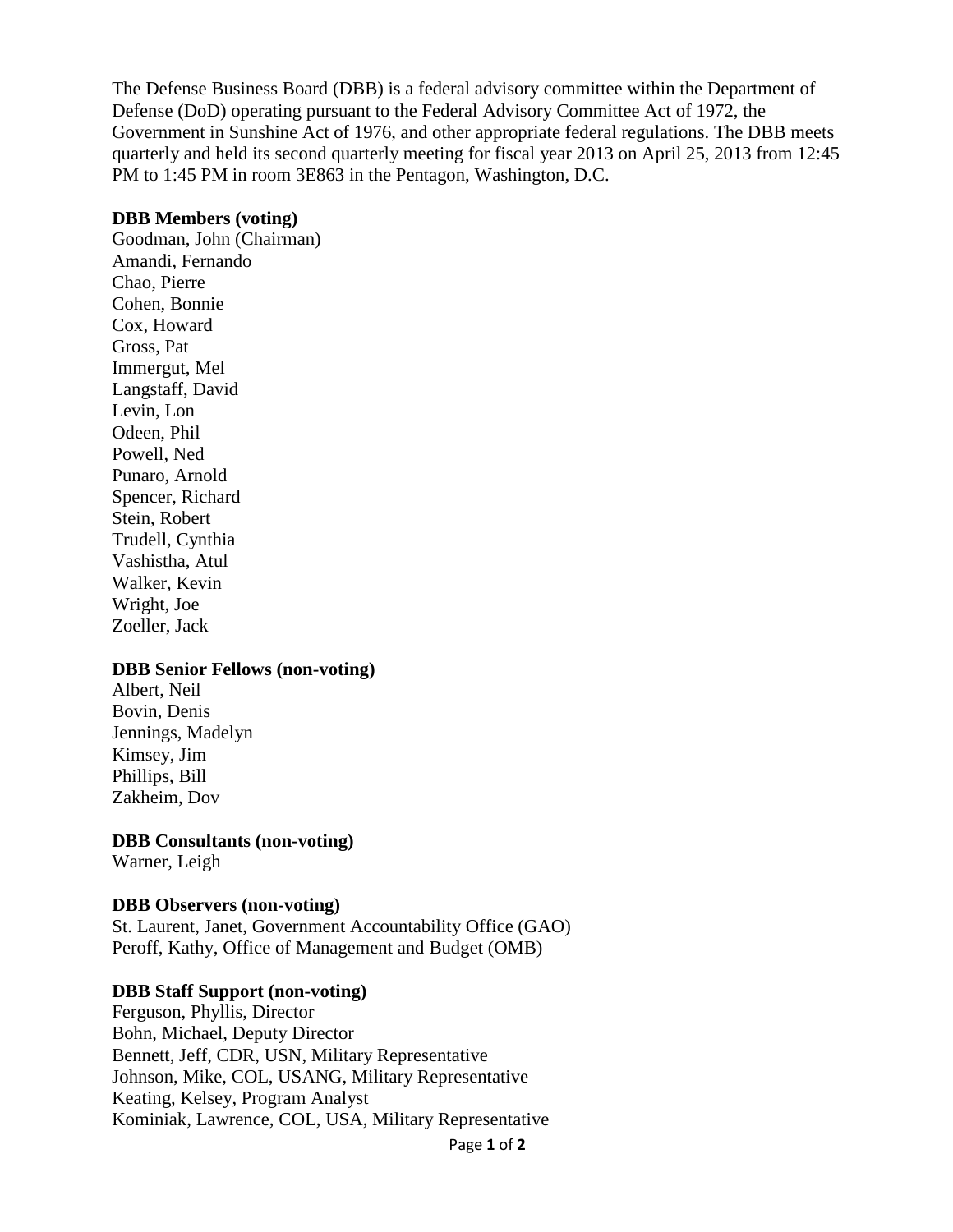The Defense Business Board (DBB) is a federal advisory committee within the Department of Defense (DoD) operating pursuant to the Federal Advisory Committee Act of 1972, the Government in Sunshine Act of 1976, and other appropriate federal regulations. The DBB meets quarterly and held its second quarterly meeting for fiscal year 2013 on April 25, 2013 from 12:45 PM to 1:45 PM in room 3E863 in the Pentagon, Washington, D.C.

**DBB Members (voting)**
Goodman, John (Chairman)
Amandi, Fernando
Chao, Pierre
Cohen, Bonnie
Cox, Howard
Gross, Pat
Immergut, Mel
Langstaff, David
Levin, Lon
Odeen, Phil
Powell, Ned
Punaro, Arnold
Spencer, Richard
Stein, Robert
Trudell, Cynthia
Vashistha, Atul
Walker, Kevin
Wright, Joe
Zoeller, Jack

**DBB Senior Fellows (non-voting)**
Albert, Neil
Bovin, Denis
Jennings, Madelyn
Kimsey, Jim
Phillips, Bill
Zakheim, Dov

**DBB Consultants (non-voting)**
Warner, Leigh

**DBB Observers (non-voting)**
St. Laurent, Janet, Government Accountability Office (GAO)
Peroff, Kathy, Office of Management and Budget (OMB)

**DBB Staff Support (non-voting)**
Ferguson, Phyllis, Director
Bohn, Michael, Deputy Director
Bennett, Jeff, CDR, USN, Military Representative
Johnson, Mike, COL, USANG, Military Representative
Keating, Kelsey, Program Analyst
Kominiak, Lawrence, COL, USA, Military Representative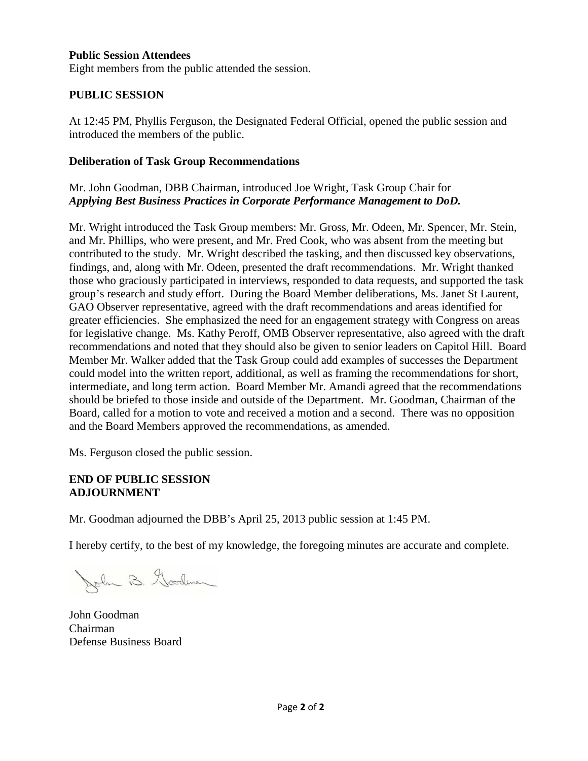**Public Session Attendees**

Eight members from the public attended the session.

**PUBLIC SESSION**

At 12:45 PM, Phyllis Ferguson, the Designated Federal Official, opened the public session and introduced the members of the public.

**Deliberation of Task Group Recommendations**

Mr. John Goodman, DBB Chairman, introduced Joe Wright, Task Group Chair for ***Applying Best Business Practices in Corporate Performance Management to DoD.***

Mr. Wright introduced the Task Group members: Mr. Gross, Mr. Odeen, Mr. Spencer, Mr. Stein, and Mr. Phillips, who were present, and Mr. Fred Cook, who was absent from the meeting but contributed to the study. Mr. Wright described the tasking, and then discussed key observations, findings, and, along with Mr. Odeen, presented the draft recommendations. Mr. Wright thanked those who graciously participated in interviews, responded to data requests, and supported the task group's research and study effort. During the Board Member deliberations, Ms. Janet St Laurent, GAO Observer representative, agreed with the draft recommendations and areas identified for greater efficiencies. She emphasized the need for an engagement strategy with Congress on areas for legislative change. Ms. Kathy Peroff, OMB Observer representative, also agreed with the draft recommendations and noted that they should also be given to senior leaders on Capitol Hill. Board Member Mr. Walker added that the Task Group could add examples of successes the Department could model into the written report, additional, as well as framing the recommendations for short, intermediate, and long term action. Board Member Mr. Amandi agreed that the recommendations should be briefed to those inside and outside of the Department. Mr. Goodman, Chairman of the Board, called for a motion to vote and received a motion and a second. There was no opposition and the Board Members approved the recommendations, as amended.

Ms. Ferguson closed the public session.

**END OF PUBLIC SESSION**
**ADJOURNMENT**

Mr. Goodman adjourned the DBB's April 25, 2013 public session at 1:45 PM.

I hereby certify, to the best of my knowledge, the foregoing minutes are accurate and complete.

John B. Goodman

John Goodman
Chairman
Defense Business Board